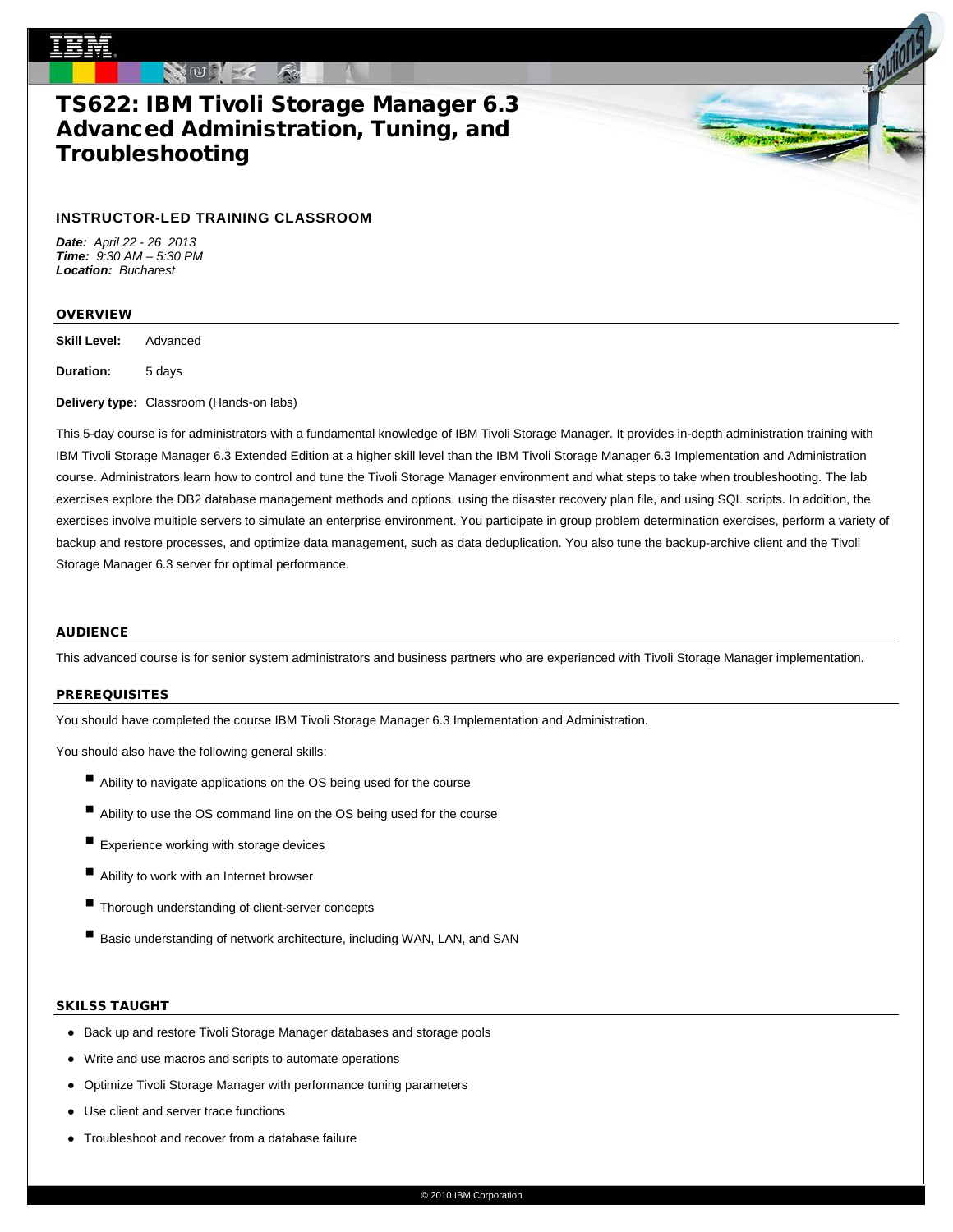# TS622: IBM Tivoli Storage Manager 6.3 Advanced Administration, Tuning, and Troubleshooting

### INSTRUCTOR-LED TRAINING CLASSROOM

***Date:*** *April 22 - 26 2013*
***Time:*** *9:30 AM – 5:30 PM*
***Location:*** *Bucharest*

## OVERVIEW

**Skill Level:** Advanced

**Duration:** 5 days

**Delivery type:** Classroom (Hands-on labs)

This 5-day course is for administrators with a fundamental knowledge of IBM Tivoli Storage Manager. It provides in-depth administration training with IBM Tivoli Storage Manager 6.3 Extended Edition at a higher skill level than the IBM Tivoli Storage Manager 6.3 Implementation and Administration course. Administrators learn how to control and tune the Tivoli Storage Manager environment and what steps to take when troubleshooting. The lab exercises explore the DB2 database management methods and options, using the disaster recovery plan file, and using SQL scripts. In addition, the exercises involve multiple servers to simulate an enterprise environment. You participate in group problem determination exercises, perform a variety of backup and restore processes, and optimize data management, such as data deduplication. You also tune the backup-archive client and the Tivoli Storage Manager 6.3 server for optimal performance.

## AUDIENCE

This advanced course is for senior system administrators and business partners who are experienced with Tivoli Storage Manager implementation.

## PREREQUISITES

You should have completed the course IBM Tivoli Storage Manager 6.3 Implementation and Administration.

You should also have the following general skills:

- Ability to navigate applications on the OS being used for the course
- Ability to use the OS command line on the OS being used for the course
- Experience working with storage devices
- Ability to work with an Internet browser
- Thorough understanding of client-server concepts
- Basic understanding of network architecture, including WAN, LAN, and SAN

## SKILSS TAUGHT

- Back up and restore Tivoli Storage Manager databases and storage pools
- Write and use macros and scripts to automate operations
- Optimize Tivoli Storage Manager with performance tuning parameters
- Use client and server trace functions
- Troubleshoot and recover from a database failure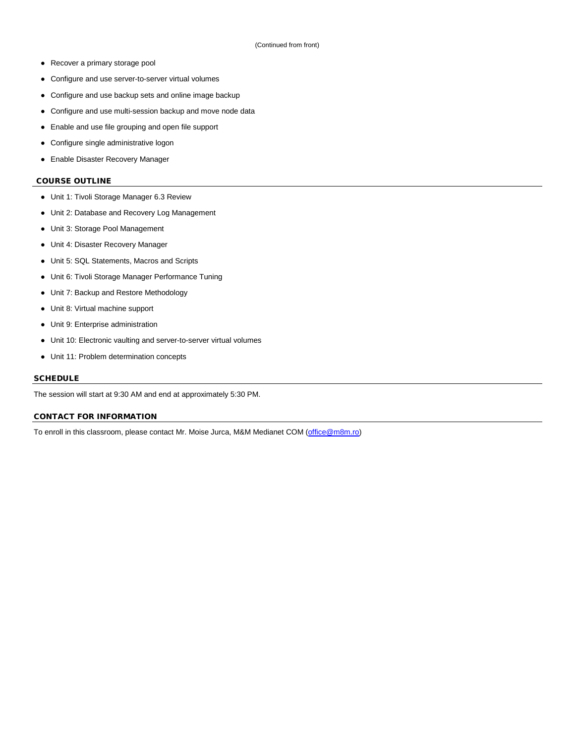(Continued from front)

- Recover a primary storage pool
- Configure and use server-to-server virtual volumes
- Configure and use backup sets and online image backup
- Configure and use multi-session backup and move node data
- Enable and use file grouping and open file support
- Configure single administrative logon
- Enable Disaster Recovery Manager

## COURSE OUTLINE

- Unit 1: Tivoli Storage Manager 6.3 Review
- Unit 2: Database and Recovery Log Management
- Unit 3: Storage Pool Management
- Unit 4: Disaster Recovery Manager
- Unit 5: SQL Statements, Macros and Scripts
- Unit 6: Tivoli Storage Manager Performance Tuning
- Unit 7: Backup and Restore Methodology
- Unit 8: Virtual machine support
- Unit 9: Enterprise administration
- Unit 10: Electronic vaulting and server-to-server virtual volumes
- Unit 11: Problem determination concepts

## SCHEDULE

The session will start at 9:30 AM and end at approximately 5:30 PM.

## CONTACT FOR INFORMATION

To enroll in this classroom, please contact Mr. Moise Jurca, M&M Medianet COM (office@m8m.ro)